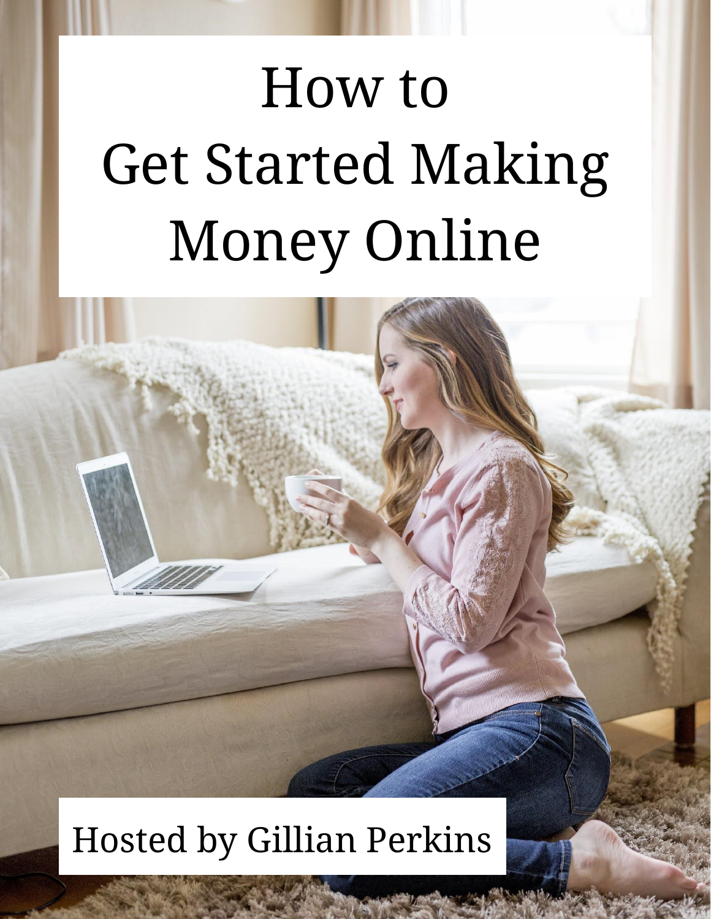# How to Get Started Making Money Online

Hosted by Gillian Perkins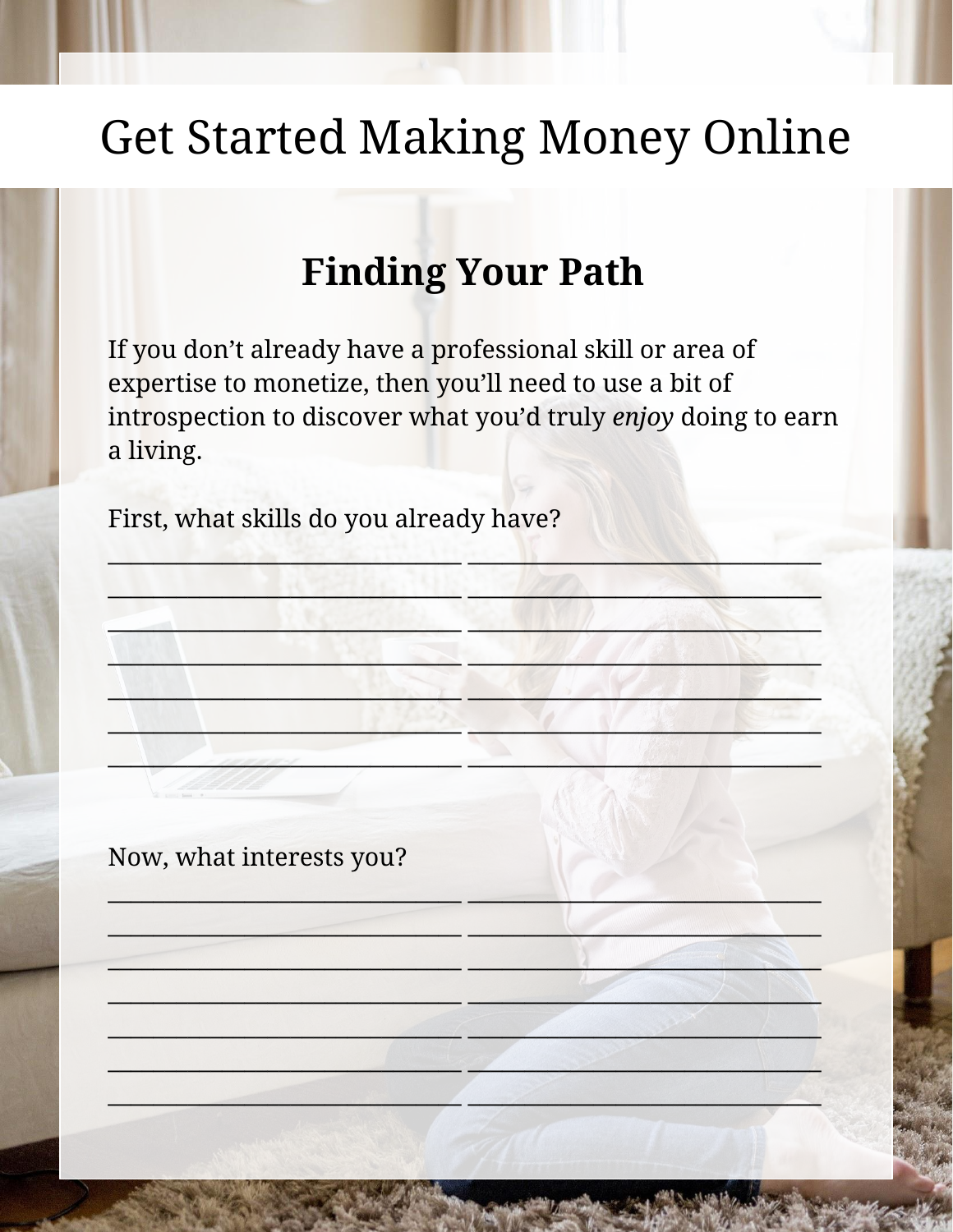# Get Started Making Money Online

## Finding Your Path

If you don't already have a professional skill or area of expertise to monetize, then you'll need to use a bit of introspection to discover what you'd truly *enjoy* doing to earn a living.

First, what skills do you already have?

_____________________________ _____________________________
_____________________________ _____________________________
_____________________________ _____________________________
_____________________________ _____________________________
_____________________________ _____________________________
_____________________________ _____________________________
_____________________________ _____________________________

Now, what interests you?

_____________________________ _____________________________
_____________________________ _____________________________
_____________________________ _____________________________
_____________________________ _____________________________
_____________________________ _____________________________
_____________________________ _____________________________
_____________________________ _____________________________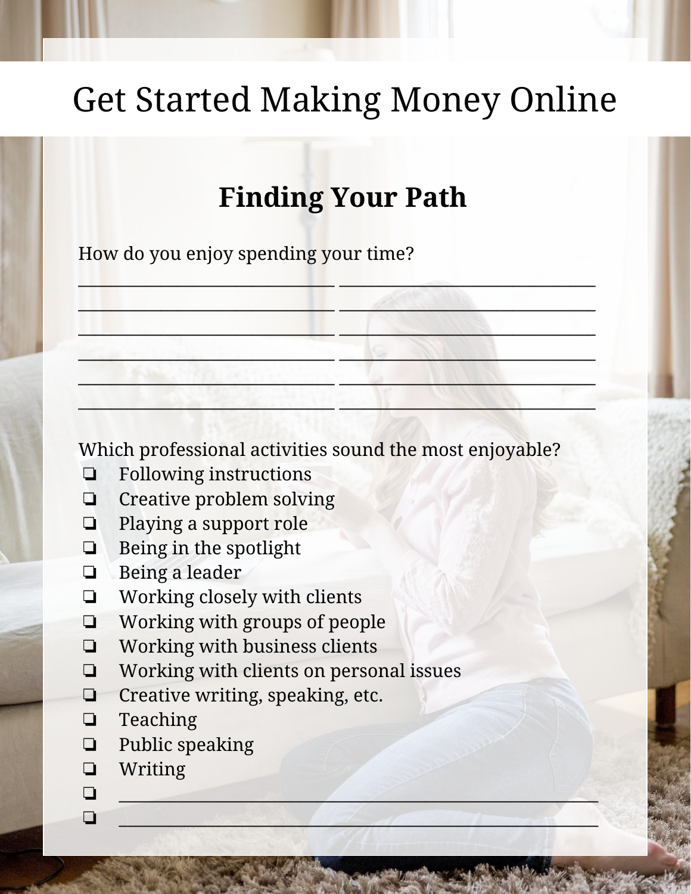# Get Started Making Money Online

## Finding Your Path

How do you enjoy spending your time?

_____________________________ _____________________________
_____________________________ _____________________________
_____________________________ _____________________________
_____________________________ _____________________________
_____________________________ _____________________________
_____________________________ _____________________________

Which professional activities sound the most enjoyable?

- ❏ Following instructions
- ❏ Creative problem solving
- ❏ Playing a support role
- ❏ Being in the spotlight
- ❏ Being a leader
- ❏ Working closely with clients
- ❏ Working with groups of people
- ❏ Working with business clients
- ❏ Working with clients on personal issues
- ❏ Creative writing, speaking, etc.
- ❏ Teaching
- ❏ Public speaking
- ❏ Writing
- ❏ _____________________________________________
- ❏ _____________________________________________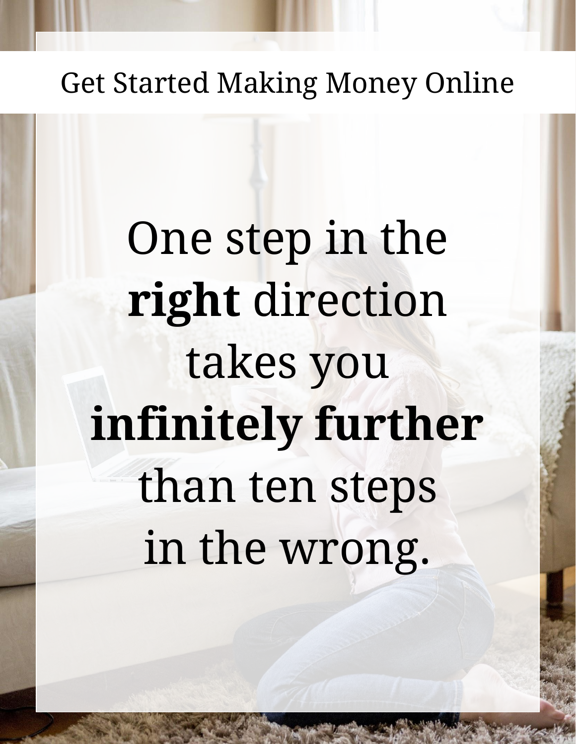Get Started Making Money Online

One step in the **right** direction takes you **infinitely further** than ten steps in the wrong.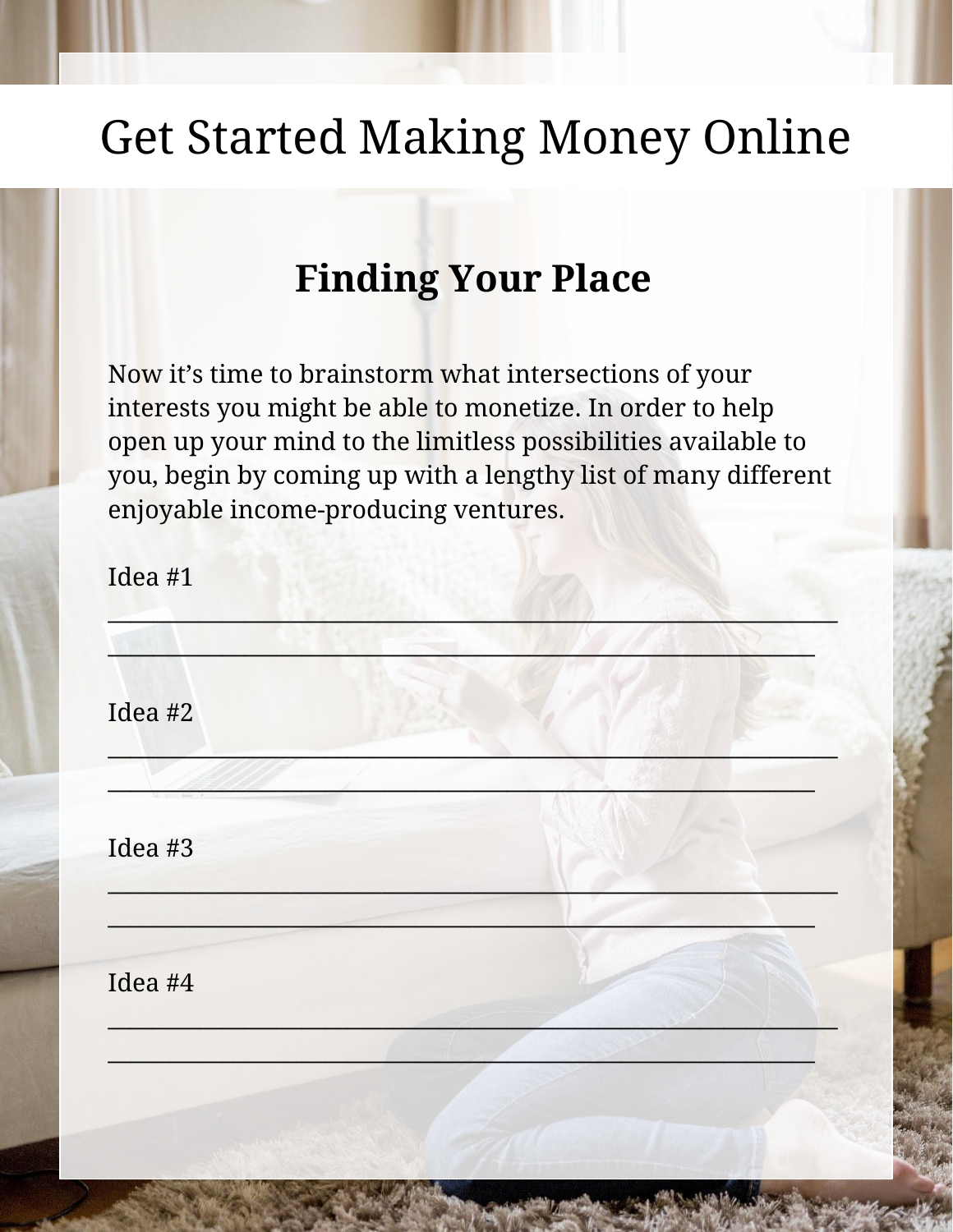# Get Started Making Money Online

## Finding Your Place

Now it's time to brainstorm what intersections of your interests you might be able to monetize. In order to help open up your mind to the limitless possibilities available to you, begin by coming up with a lengthy list of many different enjoyable income-producing ventures.

Idea #1

______________________________________________________________

____________________________________________________________

Idea #2

______________________________________________________________

____________________________________________________________

Idea #3

______________________________________________________________

____________________________________________________________

Idea #4

______________________________________________________________

____________________________________________________________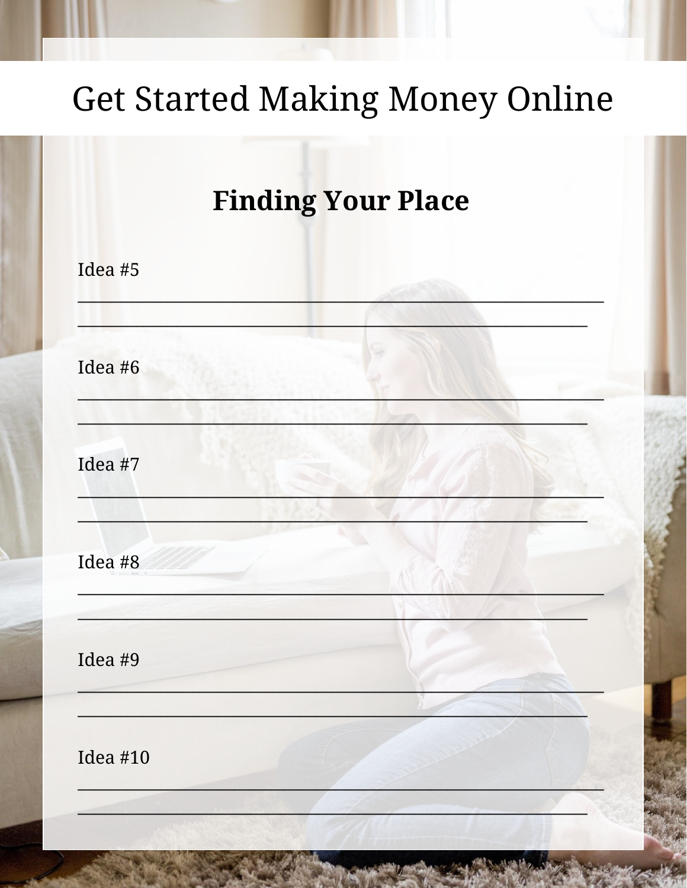# Get Started Making Money Online

## Finding Your Place

Idea #5

_____________________________________________________________

___________________________________________________________

Idea #6

_____________________________________________________________

___________________________________________________________

Idea #7

_____________________________________________________________

___________________________________________________________

Idea #8

_____________________________________________________________

___________________________________________________________

Idea #9

_____________________________________________________________

___________________________________________________________

Idea #10

_____________________________________________________________

___________________________________________________________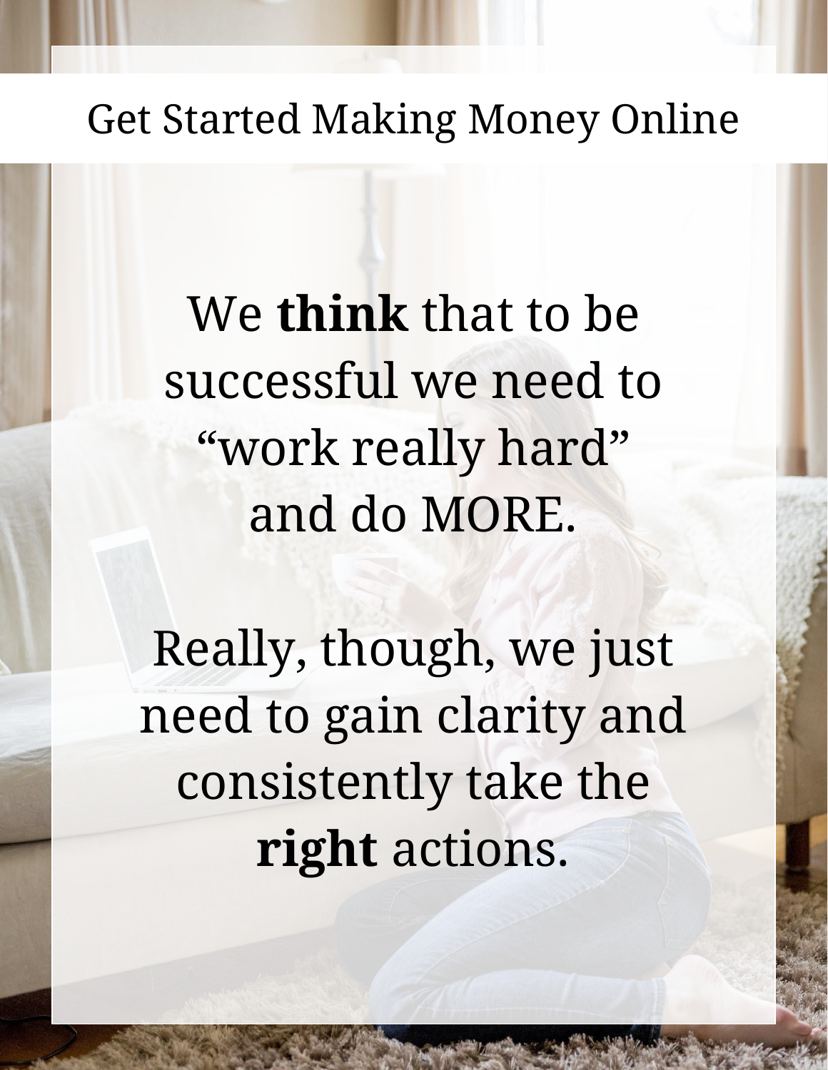We **think** that to be successful we need to "work really hard" and do MORE.

Really, though, we just need to gain clarity and consistently take the **right** actions.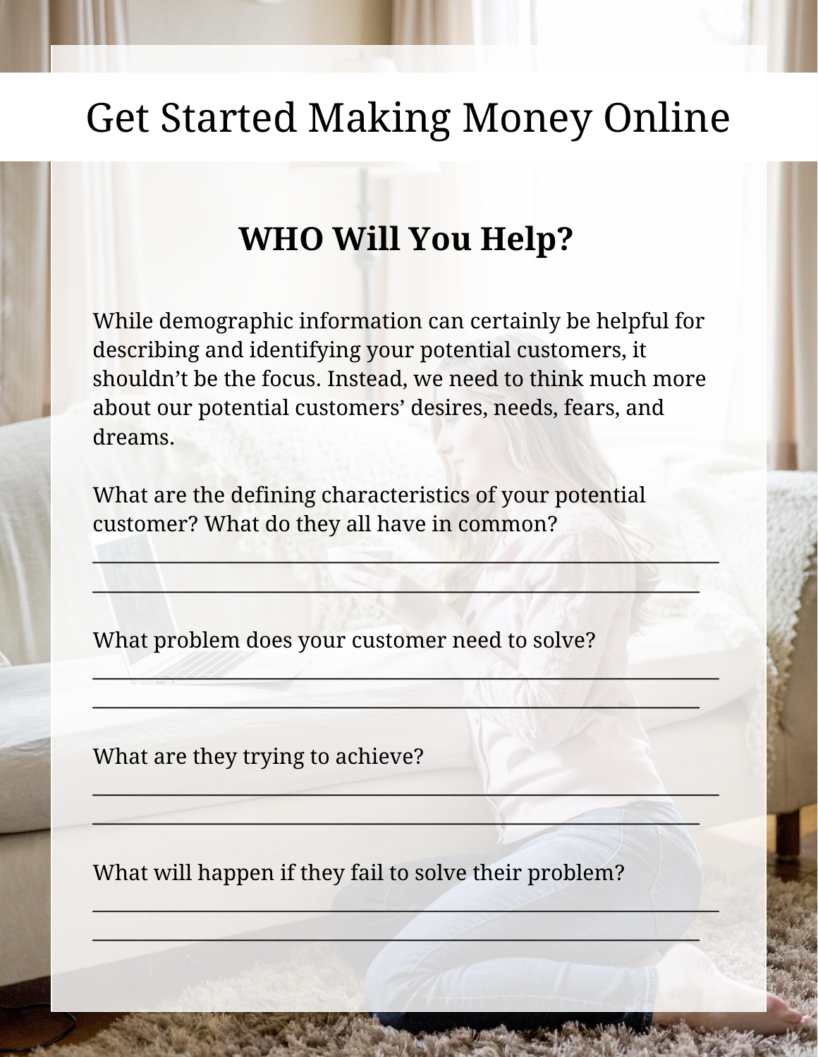# Get Started Making Money Online

## WHO Will You Help?

While demographic information can certainly be helpful for describing and identifying your potential customers, it shouldn't be the focus. Instead, we need to think much more about our potential customers' desires, needs, fears, and dreams.

What are the defining characteristics of your potential customer? What do they all have in common?

\_\_\_\_\_\_\_\_\_\_\_\_\_\_\_\_\_\_\_\_\_\_\_\_\_\_\_\_\_\_\_\_\_\_\_\_\_\_\_\_\_\_\_\_\_\_\_\_\_\_\_\_\_\_\_\_

\_\_\_\_\_\_\_\_\_\_\_\_\_\_\_\_\_\_\_\_\_\_\_\_\_\_\_\_\_\_\_\_\_\_\_\_\_\_\_\_\_\_\_\_\_\_\_\_\_\_\_\_\_\_\_\_

What problem does your customer need to solve?

\_\_\_\_\_\_\_\_\_\_\_\_\_\_\_\_\_\_\_\_\_\_\_\_\_\_\_\_\_\_\_\_\_\_\_\_\_\_\_\_\_\_\_\_\_\_\_\_\_\_\_\_\_\_\_\_

\_\_\_\_\_\_\_\_\_\_\_\_\_\_\_\_\_\_\_\_\_\_\_\_\_\_\_\_\_\_\_\_\_\_\_\_\_\_\_\_\_\_\_\_\_\_\_\_\_\_\_\_\_\_\_\_

What are they trying to achieve?

\_\_\_\_\_\_\_\_\_\_\_\_\_\_\_\_\_\_\_\_\_\_\_\_\_\_\_\_\_\_\_\_\_\_\_\_\_\_\_\_\_\_\_\_\_\_\_\_\_\_\_\_\_\_\_\_

\_\_\_\_\_\_\_\_\_\_\_\_\_\_\_\_\_\_\_\_\_\_\_\_\_\_\_\_\_\_\_\_\_\_\_\_\_\_\_\_\_\_\_\_\_\_\_\_\_\_\_\_\_\_\_\_

What will happen if they fail to solve their problem?

\_\_\_\_\_\_\_\_\_\_\_\_\_\_\_\_\_\_\_\_\_\_\_\_\_\_\_\_\_\_\_\_\_\_\_\_\_\_\_\_\_\_\_\_\_\_\_\_\_\_\_\_\_\_\_\_

\_\_\_\_\_\_\_\_\_\_\_\_\_\_\_\_\_\_\_\_\_\_\_\_\_\_\_\_\_\_\_\_\_\_\_\_\_\_\_\_\_\_\_\_\_\_\_\_\_\_\_\_\_\_\_\_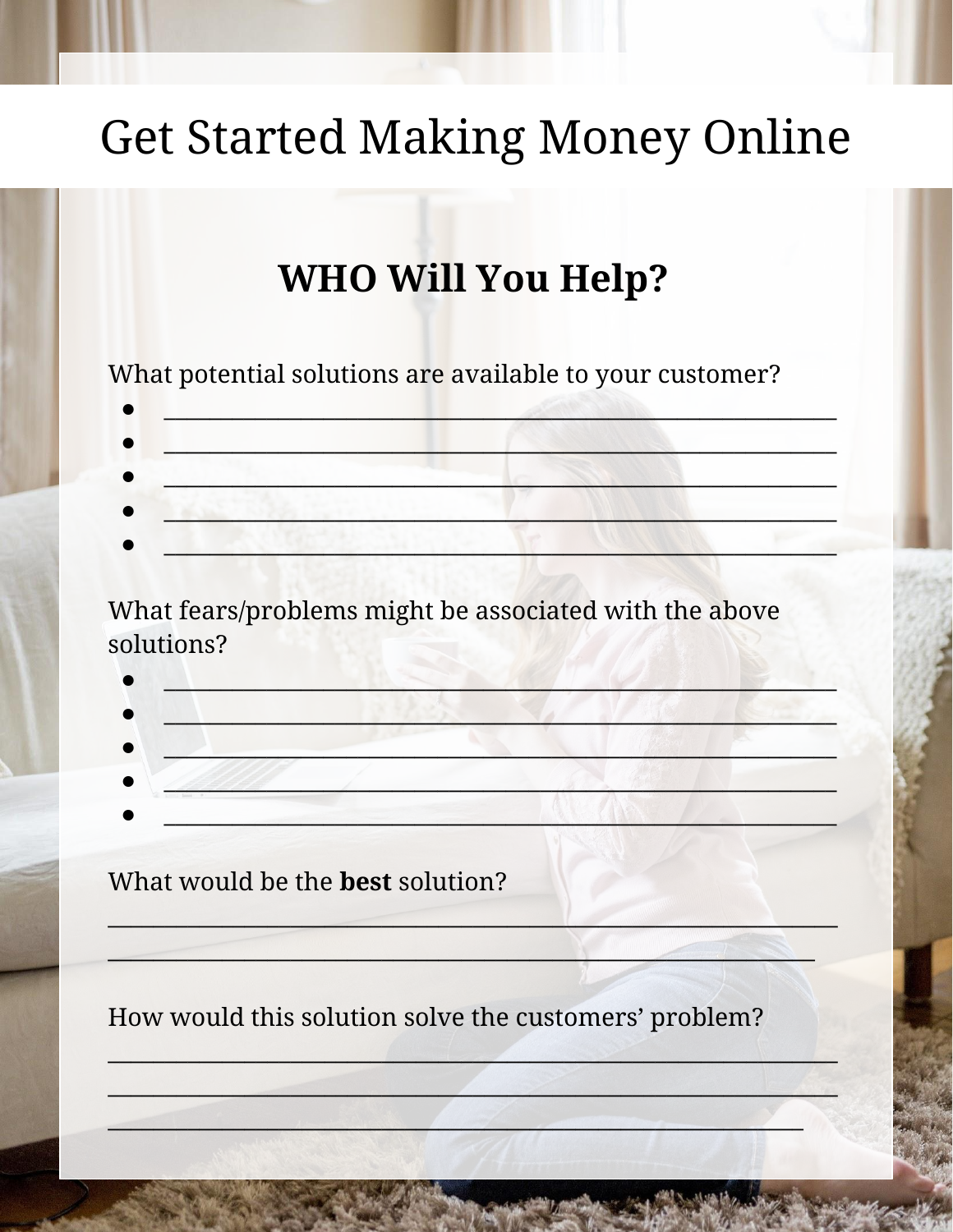# Get Started Making Money Online

## WHO Will You Help?

What potential solutions are available to your customer?

- ____________________________________________________
- ____________________________________________________
- ____________________________________________________
- ____________________________________________________
- ____________________________________________________

What fears/problems might be associated with the above solutions?

- ____________________________________________________
- ____________________________________________________
- ____________________________________________________
- ____________________________________________________
- ____________________________________________________

What would be the **best** solution?

________________________________________________________

________________________________________________________

How would this solution solve the customers' problem?

________________________________________________________

________________________________________________________

________________________________________________________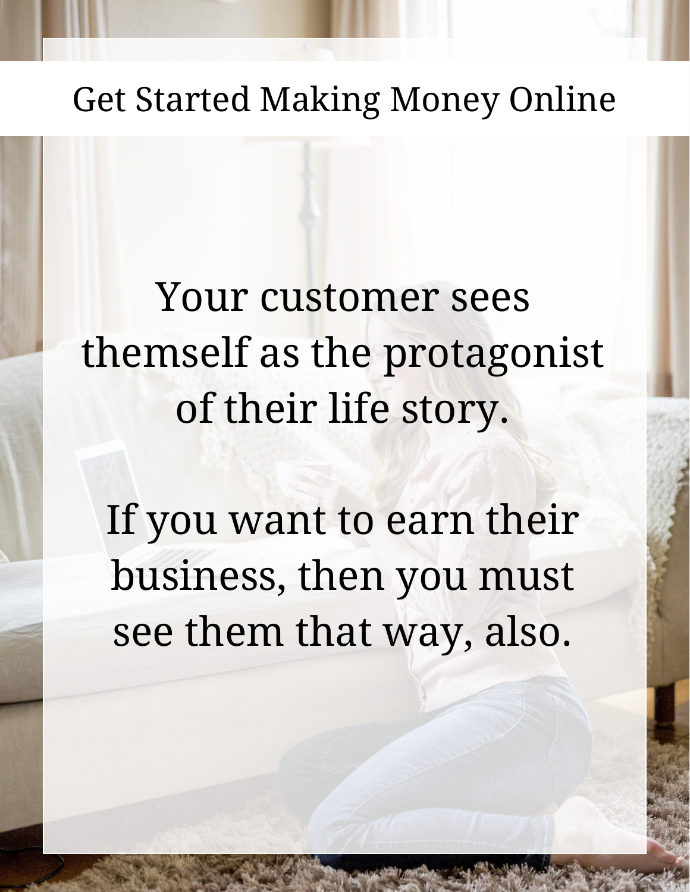Your customer sees themself as the protagonist of their life story.

If you want to earn their business, then you must see them that way, also.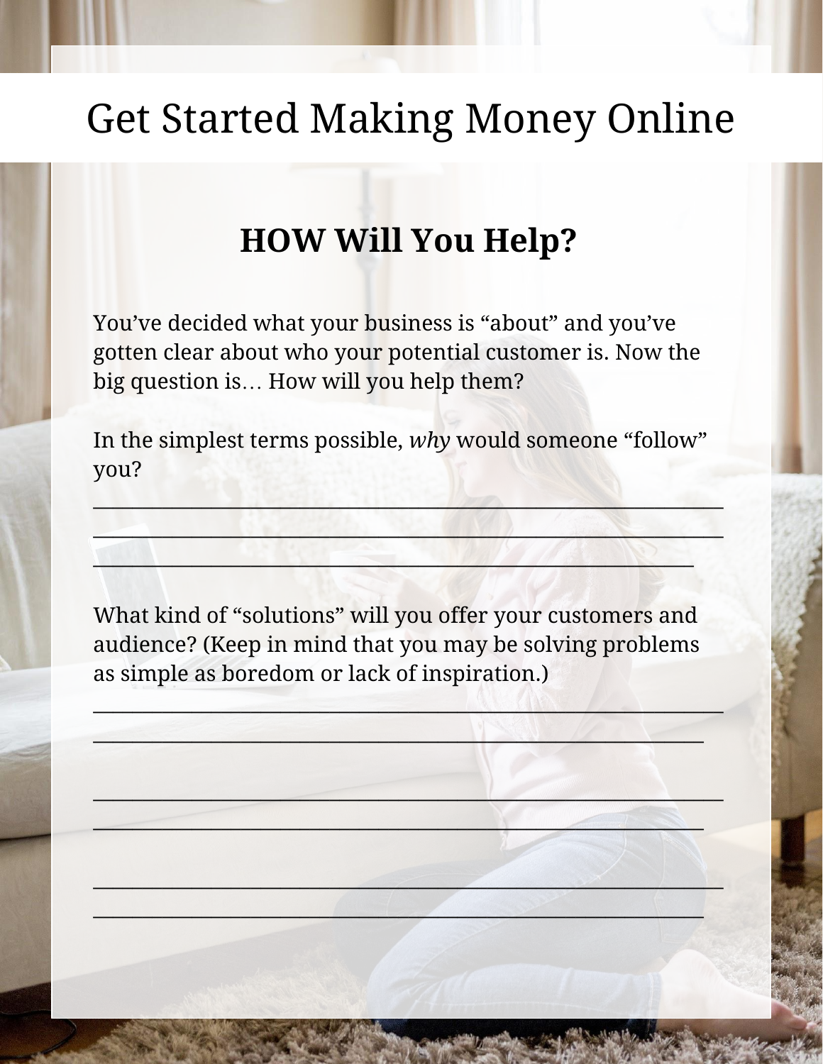# Get Started Making Money Online

## HOW Will You Help?

You've decided what your business is "about" and you've gotten clear about who your potential customer is. Now the big question is… How will you help them?

In the simplest terms possible, *why* would someone "follow" you?

_______________________________________________________________

_______________________________________________________________

____________________________________________________________

What kind of "solutions" will you offer your customers and audience? (Keep in mind that you may be solving problems as simple as boredom or lack of inspiration.)

_______________________________________________________________

______________________________________________________________

_______________________________________________________________

______________________________________________________________

_______________________________________________________________

______________________________________________________________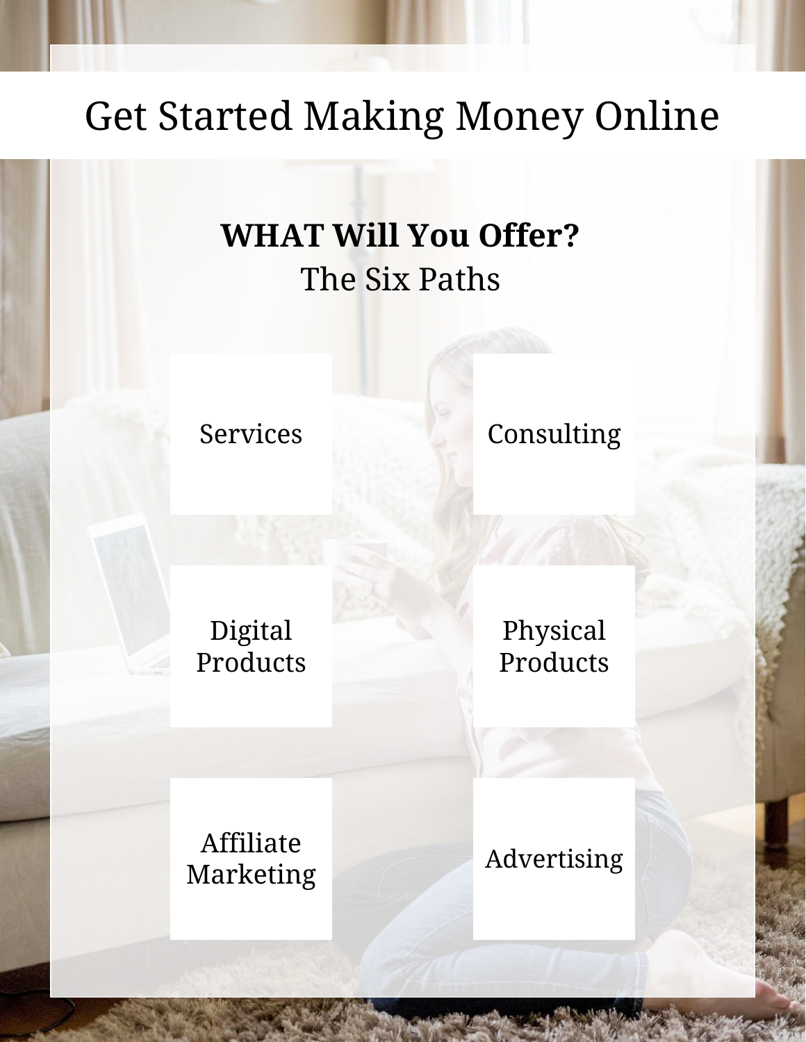# Get Started Making Money Online

## WHAT Will You Offer?

The Six Paths

- Services
- Consulting
- Digital Products
- Physical Products
- Affiliate Marketing
- Advertising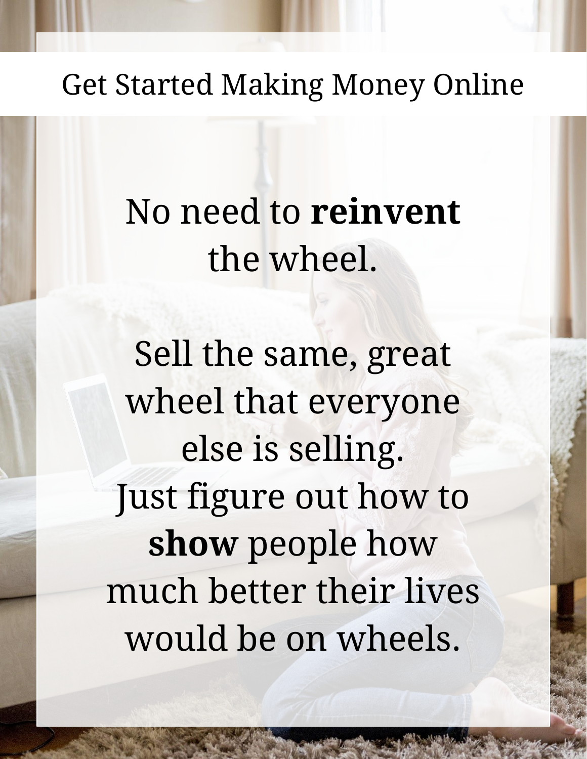Get Started Making Money Online

No need to **reinvent** the wheel.

Sell the same, great wheel that everyone else is selling.
Just figure out how to **show** people how much better their lives would be on wheels.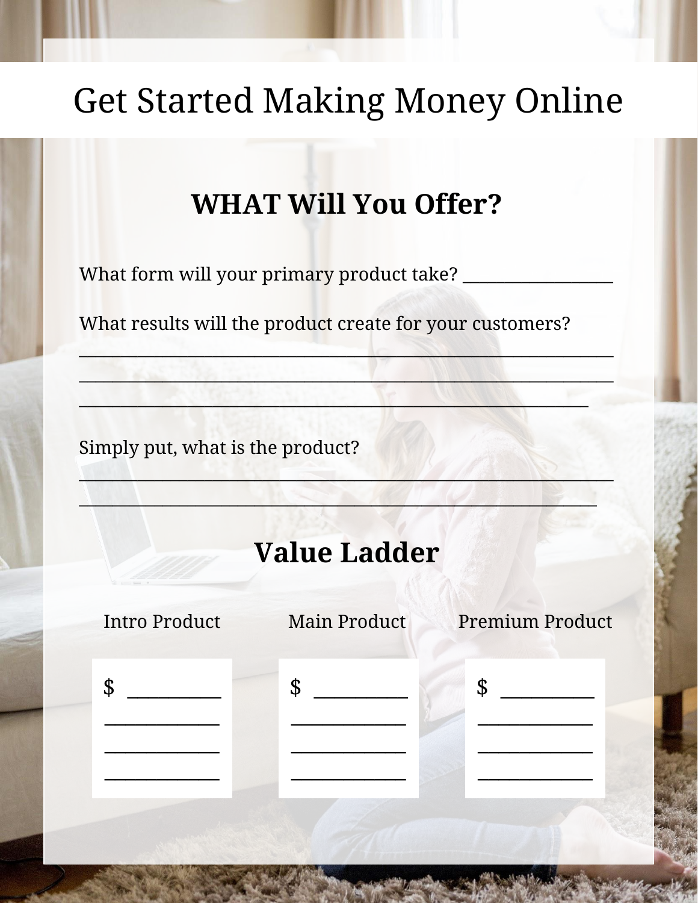# Get Started Making Money Online

## WHAT Will You Offer?

What form will your primary product take? __________________

What results will the product create for your customers?
_______________________________________________________________
_______________________________________________________________
_____________________________________________________________

Simply put, what is the product?
_______________________________________________________________
______________________________________________________________

## Value Ladder

| Intro Product | Main Product | Premium Product |
| --- | --- | --- |
| $ __________ | $ __________ | $ __________ |
| ____________ | ____________ | ____________ |
| ____________ | ____________ | ____________ |
| ____________ | ____________ | ____________ |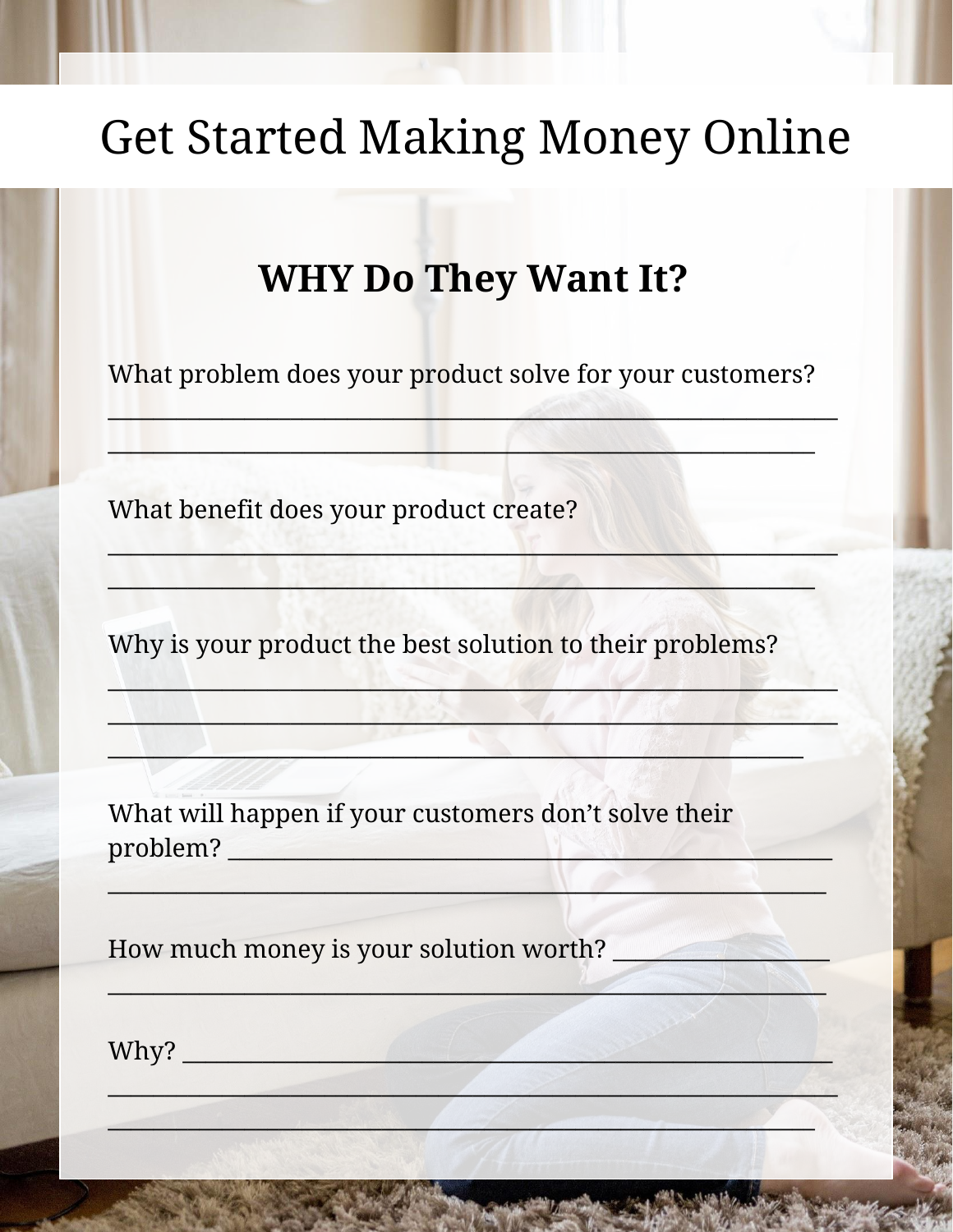# Get Started Making Money Online

## WHY Do They Want It?

What problem does your product solve for your customers?
_______________________________________________________________
_____________________________________________________________

What benefit does your product create?
_______________________________________________________________
_____________________________________________________________

Why is your product the best solution to their problems?
_______________________________________________________________
_______________________________________________________________
____________________________________________________________

What will happen if your customers don't solve their problem? ____________________________________________________
______________________________________________________________

How much money is your solution worth? __________________
______________________________________________________________

Why? _________________________________________________________
_______________________________________________________________
_____________________________________________________________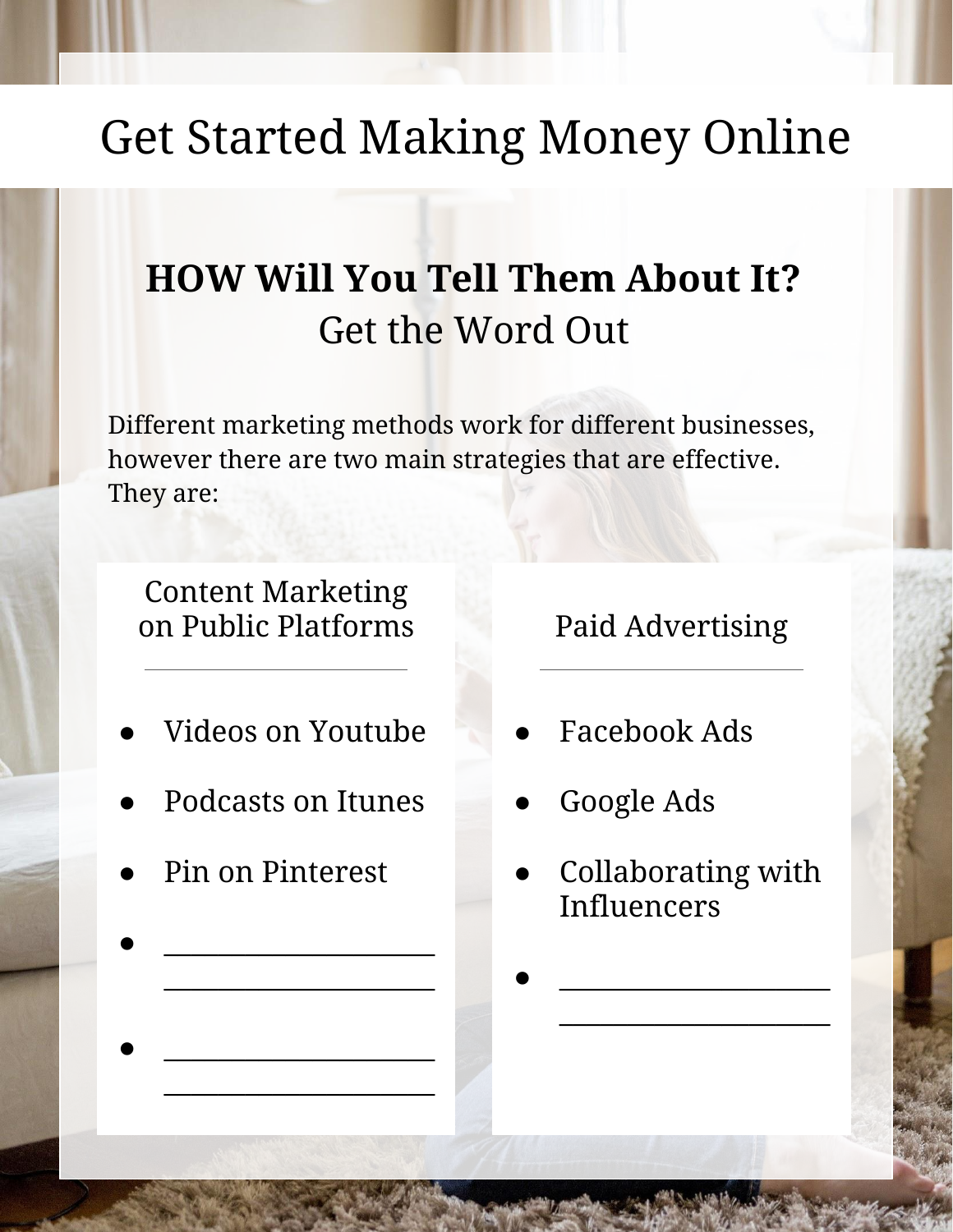# Get Started Making Money Online

## HOW Will You Tell Them About It?

Get the Word Out

Different marketing methods work for different businesses, however there are two main strategies that are effective. They are:

### Content Marketing on Public Platforms

- Videos on Youtube
- Podcasts on Itunes
- Pin on Pinterest
- ____________________ ____________________
- ____________________ ____________________

### Paid Advertising

- Facebook Ads
- Google Ads
- Collaborating with Influencers
- ____________________ ____________________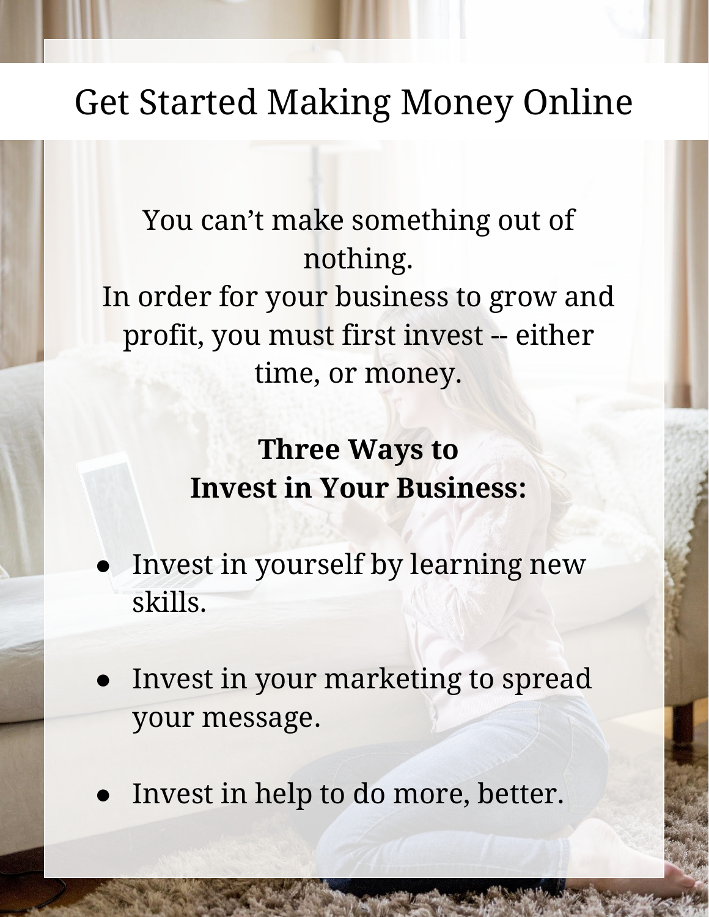# Get Started Making Money Online

You can't make something out of nothing.
In order for your business to grow and profit, you must first invest -- either time, or money.

**Three Ways to Invest in Your Business:**

- Invest in yourself by learning new skills.
- Invest in your marketing to spread your message.
- Invest in help to do more, better.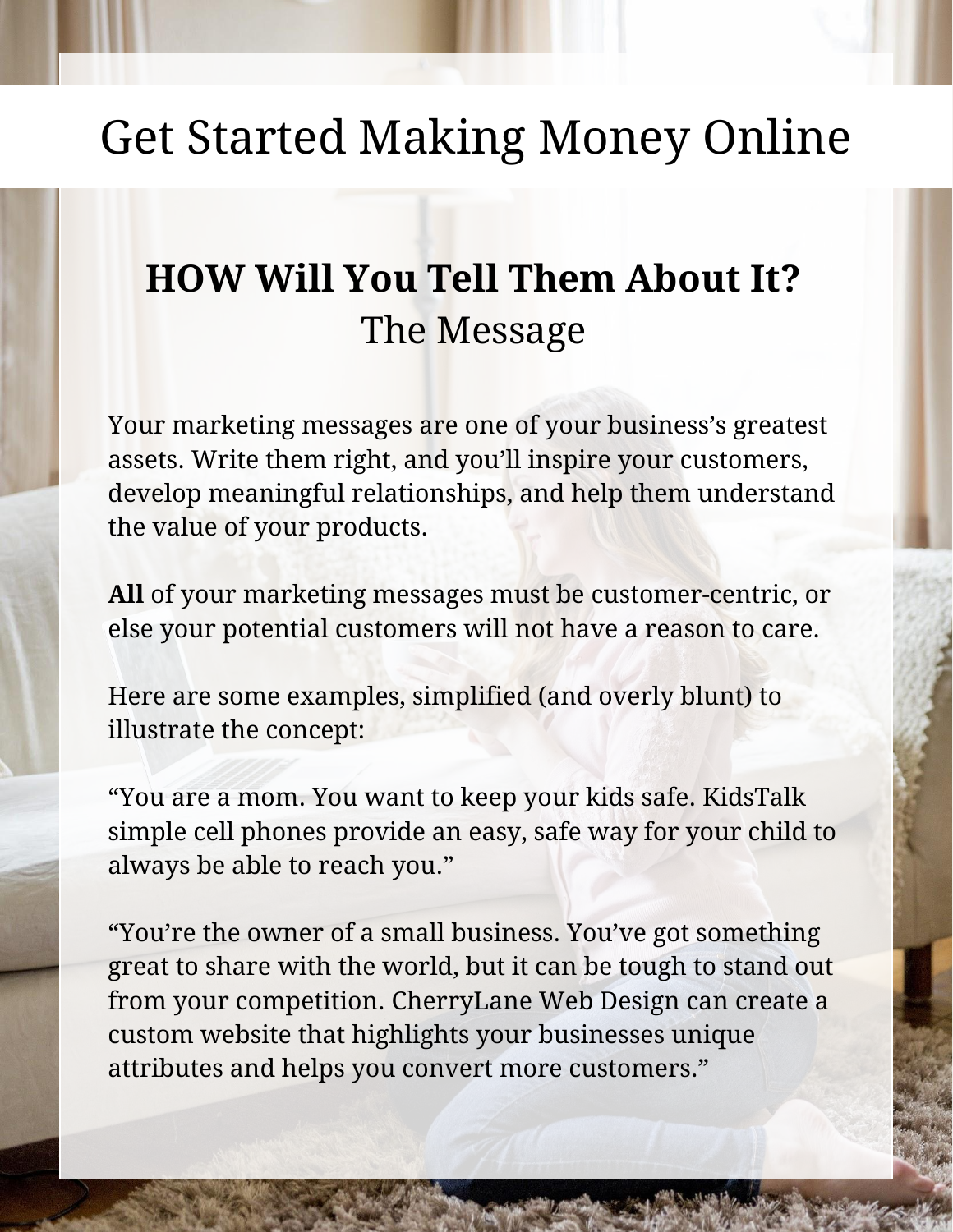# Get Started Making Money Online

## **HOW Will You Tell Them About It?**
## The Message

Your marketing messages are one of your business's greatest assets. Write them right, and you'll inspire your customers, develop meaningful relationships, and help them understand the value of your products.

**All** of your marketing messages must be customer-centric, or else your potential customers will not have a reason to care.

Here are some examples, simplified (and overly blunt) to illustrate the concept:

"You are a mom. You want to keep your kids safe. KidsTalk simple cell phones provide an easy, safe way for your child to always be able to reach you."

"You're the owner of a small business. You've got something great to share with the world, but it can be tough to stand out from your competition. CherryLane Web Design can create a custom website that highlights your businesses unique attributes and helps you convert more customers."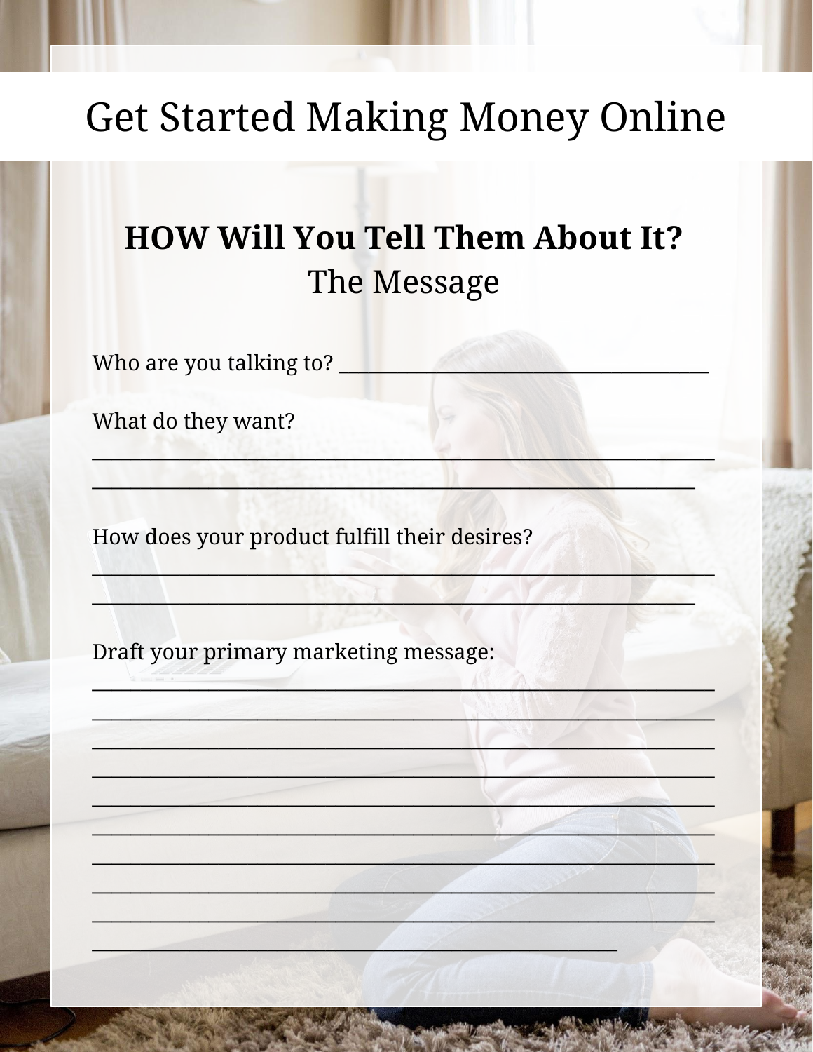# Get Started Making Money Online

## **HOW Will You Tell Them About It?**

The Message

Who are you talking to? ____________________________________

What do they want?

______________________________________________________________

____________________________________________________________

How does your product fulfill their desires?

______________________________________________________________

____________________________________________________________

Draft your primary marketing message:

______________________________________________________________

______________________________________________________________

______________________________________________________________

______________________________________________________________

______________________________________________________________

______________________________________________________________

______________________________________________________________

______________________________________________________________

______________________________________________________________

____________________________________________________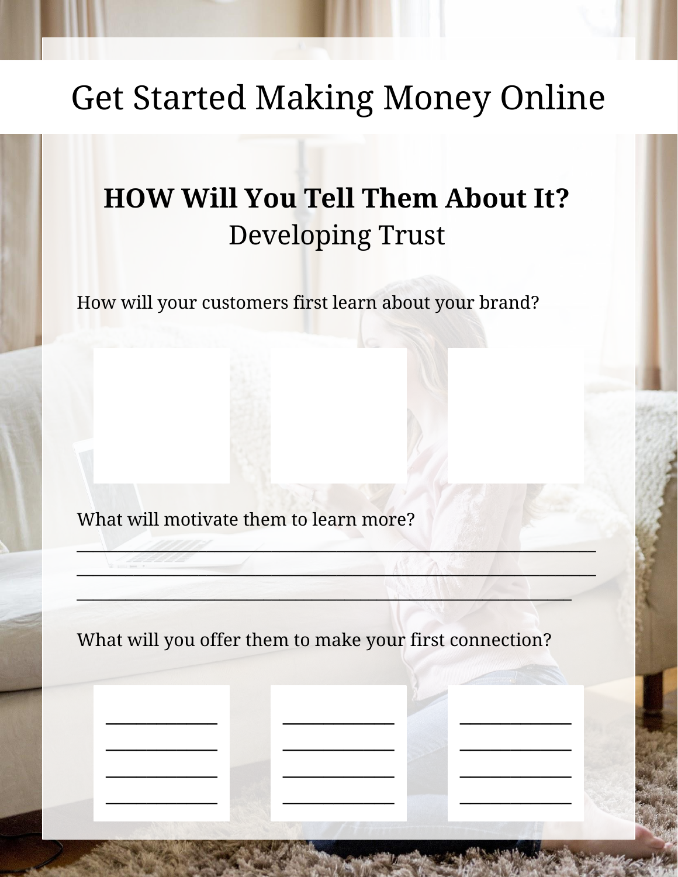# Get Started Making Money Online

## **HOW Will You Tell Them About It?**
## Developing Trust

How will your customers first learn about your brand?

What will motivate them to learn more?

\_\_\_\_\_\_\_\_\_\_\_\_\_\_\_\_\_\_\_\_\_\_\_\_\_\_\_\_\_\_\_\_\_\_\_\_\_\_\_\_\_\_\_\_\_\_\_\_\_\_\_\_\_\_\_\_\_\_\_\_

\_\_\_\_\_\_\_\_\_\_\_\_\_\_\_\_\_\_\_\_\_\_\_\_\_\_\_\_\_\_\_\_\_\_\_\_\_\_\_\_\_\_\_\_\_\_\_\_\_\_\_\_\_\_\_\_\_\_\_\_

\_\_\_\_\_\_\_\_\_\_\_\_\_\_\_\_\_\_\_\_\_\_\_\_\_\_\_\_\_\_\_\_\_\_\_\_\_\_\_\_\_\_\_\_\_\_\_\_\_\_\_\_\_\_\_\_\_\_\_\_

What will you offer them to make your first connection?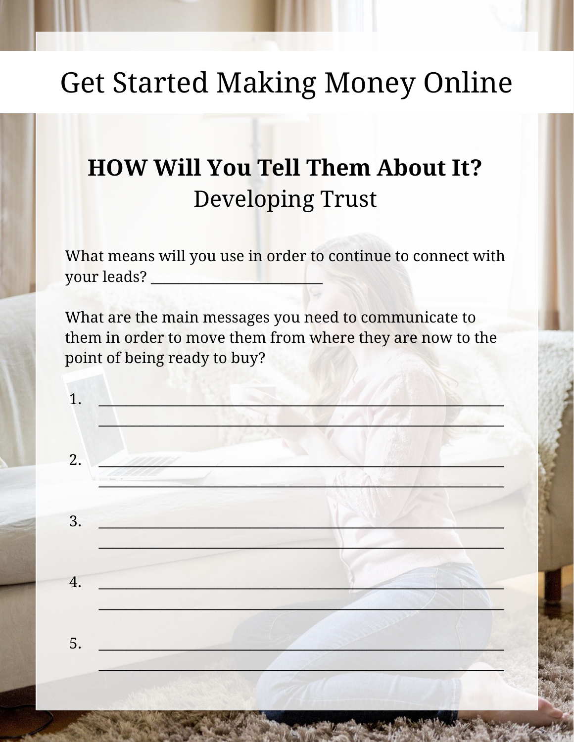# Get Started Making Money Online

## HOW Will You Tell Them About It?
Developing Trust

What means will you use in order to continue to connect with your leads? ___________________________

What are the main messages you need to communicate to them in order to move them from where they are now to the point of being ready to buy?

1. ____________________________________________________________
   ____________________________________________________________

2. ____________________________________________________________
   ____________________________________________________________

3. ____________________________________________________________
   ____________________________________________________________

4. ____________________________________________________________
   ____________________________________________________________

5. ____________________________________________________________
   ____________________________________________________________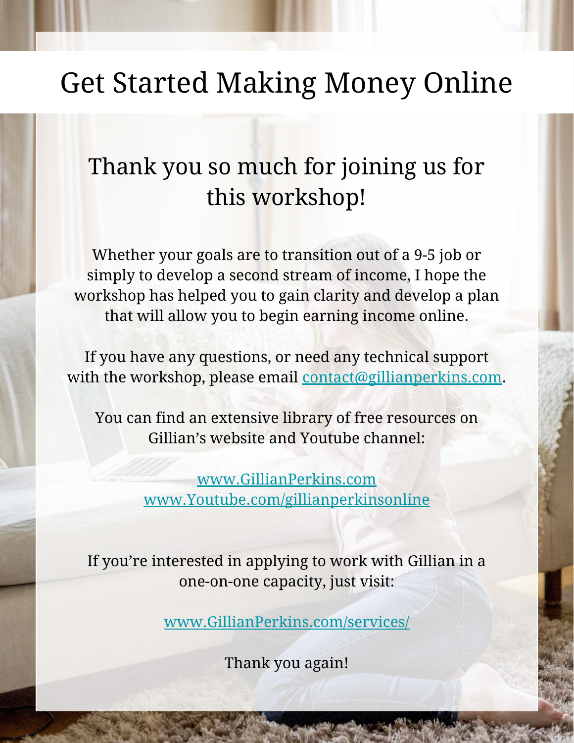# Get Started Making Money Online

## Thank you so much for joining us for this workshop!

Whether your goals are to transition out of a 9-5 job or simply to develop a second stream of income, I hope the workshop has helped you to gain clarity and develop a plan that will allow you to begin earning income online.

If you have any questions, or need any technical support with the workshop, please email contact@gillianperkins.com.

You can find an extensive library of free resources on Gillian's website and Youtube channel:

www.GillianPerkins.com
www.Youtube.com/gillianperkinsonline

If you're interested in applying to work with Gillian in a one-on-one capacity, just visit:

www.GillianPerkins.com/services/

Thank you again!